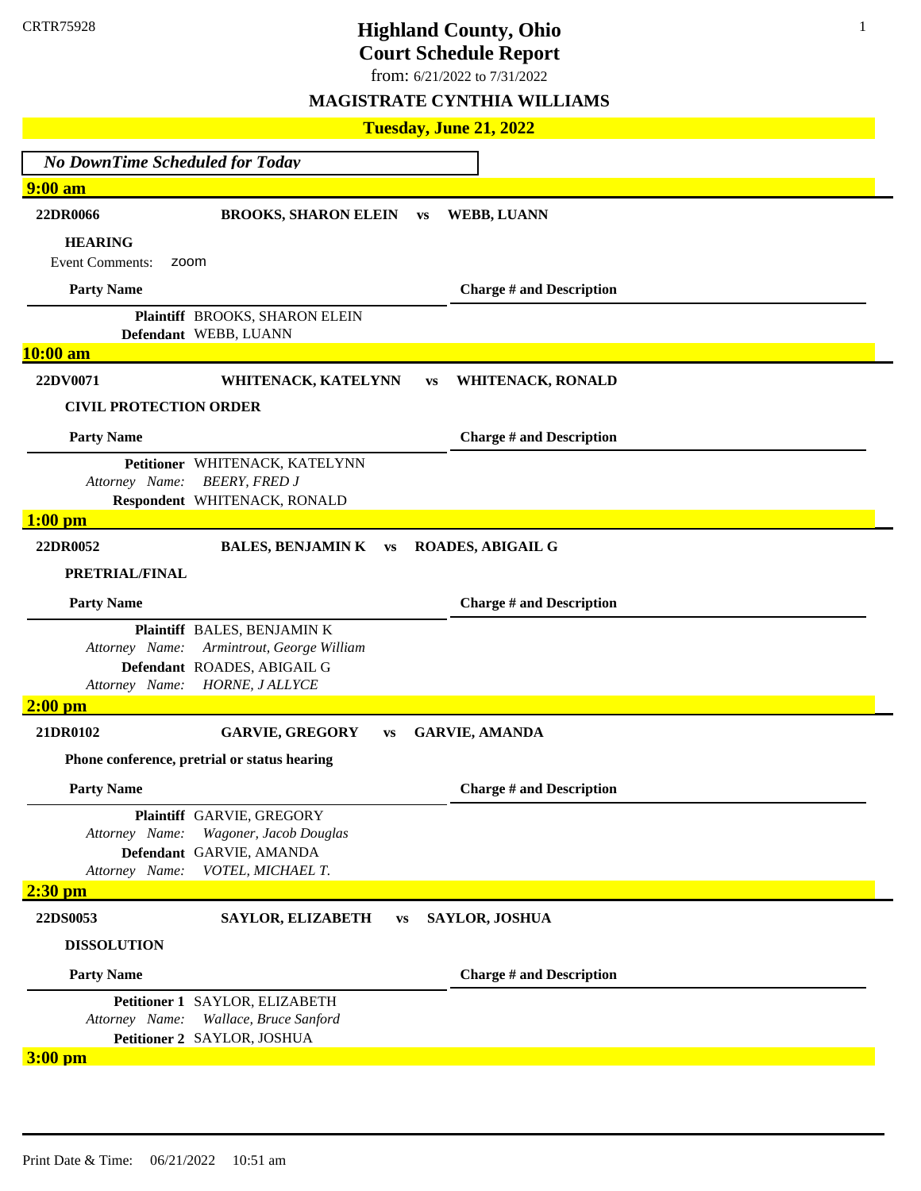CRTR75928

# Highland County, Ohio

## Court Schedule Report

from: 6/21/2022 to 7/31/2022

### MAGISTRATE CYNTHIA WILLIAMS

### Tuesday, June 21, 2022

*No DownTime Scheduled for Today*

**9:00 am**

**22DR0066** — **BROOKS, SHARON ELEIN vs WEBB, LUANN**

**HEARING**

Event Comments: zoom

| Party Name | Charge # and Description |
|---|---|
| **Plaintiff** BROOKS, SHARON ELEIN | |
| **Defendant** WEBB, LUANN | |

**10:00 am**

**22DV0071** — **WHITENACK, KATELYNN vs WHITENACK, RONALD**

**CIVIL PROTECTION ORDER**

| Party Name | Charge # and Description |
|---|---|
| **Petitioner** WHITENACK, KATELYNN | |
| *Attorney Name: BEERY, FRED J* | |
| **Respondent** WHITENACK, RONALD | |

**1:00 pm**

**22DR0052** — **BALES, BENJAMIN K vs ROADES, ABIGAIL G**

**PRETRIAL/FINAL**

| Party Name | Charge # and Description |
|---|---|
| **Plaintiff** BALES, BENJAMIN K | |
| *Attorney Name: Armintrout, George William* | |
| **Defendant** ROADES, ABIGAIL G | |
| *Attorney Name: HORNE, J ALLYCE* | |

**2:00 pm**

**21DR0102** — **GARVIE, GREGORY vs GARVIE, AMANDA**

**Phone conference, pretrial or status hearing**

| Party Name | Charge # and Description |
|---|---|
| **Plaintiff** GARVIE, GREGORY | |
| *Attorney Name: Wagoner, Jacob Douglas* | |
| **Defendant** GARVIE, AMANDA | |
| *Attorney Name: VOTEL, MICHAEL T.* | |

**2:30 pm**

**22DS0053** — **SAYLOR, ELIZABETH vs SAYLOR, JOSHUA**

**DISSOLUTION**

| Party Name | Charge # and Description |
|---|---|
| **Petitioner 1** SAYLOR, ELIZABETH | |
| *Attorney Name: Wallace, Bruce Sanford* | |
| **Petitioner 2** SAYLOR, JOSHUA | |

**3:00 pm**

Print Date & Time: 06/21/2022 10:51 am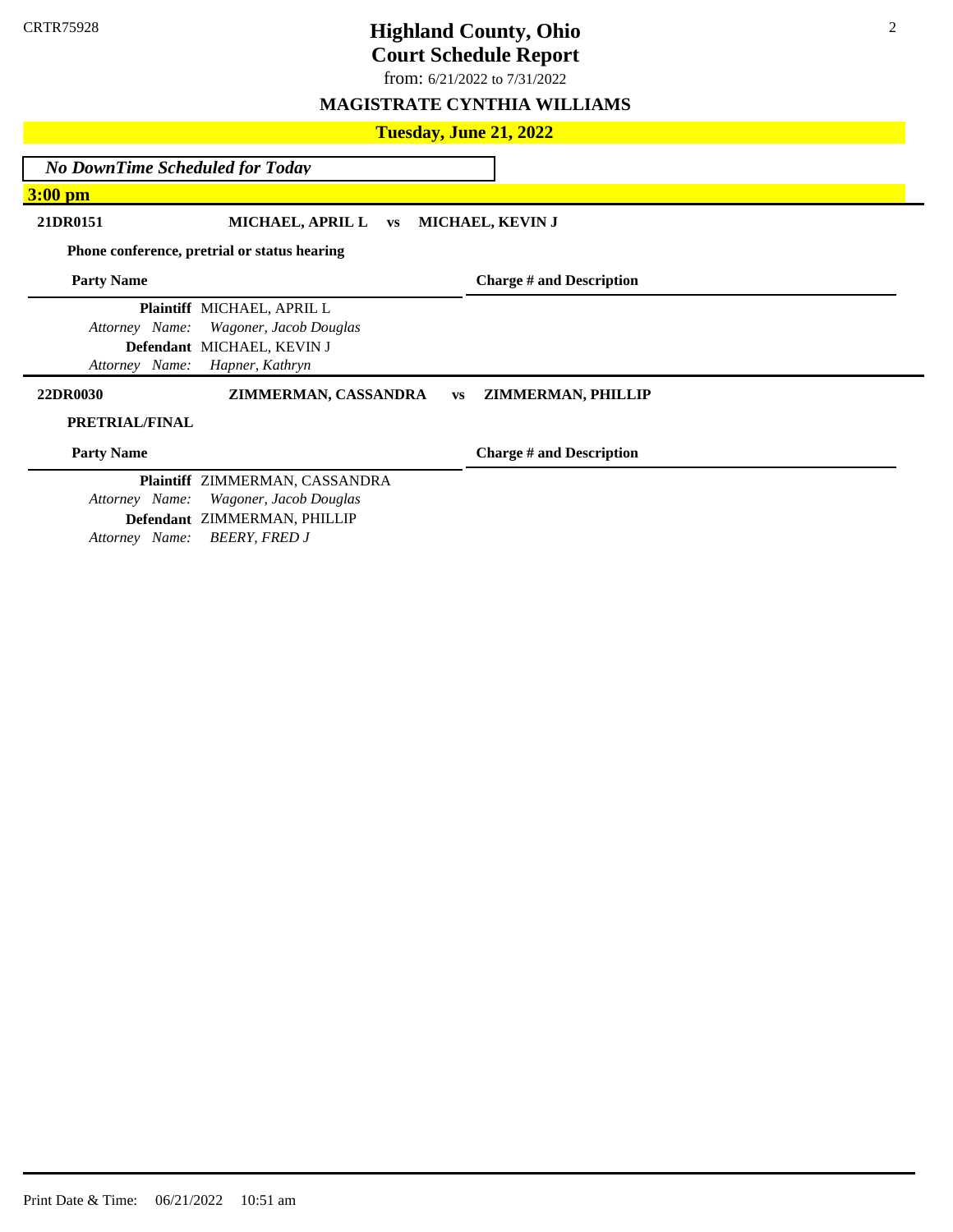CRTR75928

# Highland County, Ohio
## Court Schedule Report

from: 6/21/2022 to 7/31/2022

### MAGISTRATE CYNTHIA WILLIAMS

### Tuesday, June 21, 2022

*No DownTime Scheduled for Today*

**3:00 pm**

**21DR0151** **MICHAEL, APRIL L vs MICHAEL, KEVIN J**

**Phone conference, pretrial or status hearing**

| Party Name | Charge # and Description |
|---|---|
| **Plaintiff** MICHAEL, APRIL L | |
| *Attorney Name: Wagoner, Jacob Douglas* | |
| **Defendant** MICHAEL, KEVIN J | |
| *Attorney Name: Hapner, Kathryn* | |

**22DR0030** **ZIMMERMAN, CASSANDRA vs ZIMMERMAN, PHILLIP**

**PRETRIAL/FINAL**

| Party Name | Charge # and Description |
|---|---|
| **Plaintiff** ZIMMERMAN, CASSANDRA | |
| *Attorney Name: Wagoner, Jacob Douglas* | |
| **Defendant** ZIMMERMAN, PHILLIP | |
| *Attorney Name: BEERY, FRED J* | |

Print Date & Time: 06/21/2022 10:51 am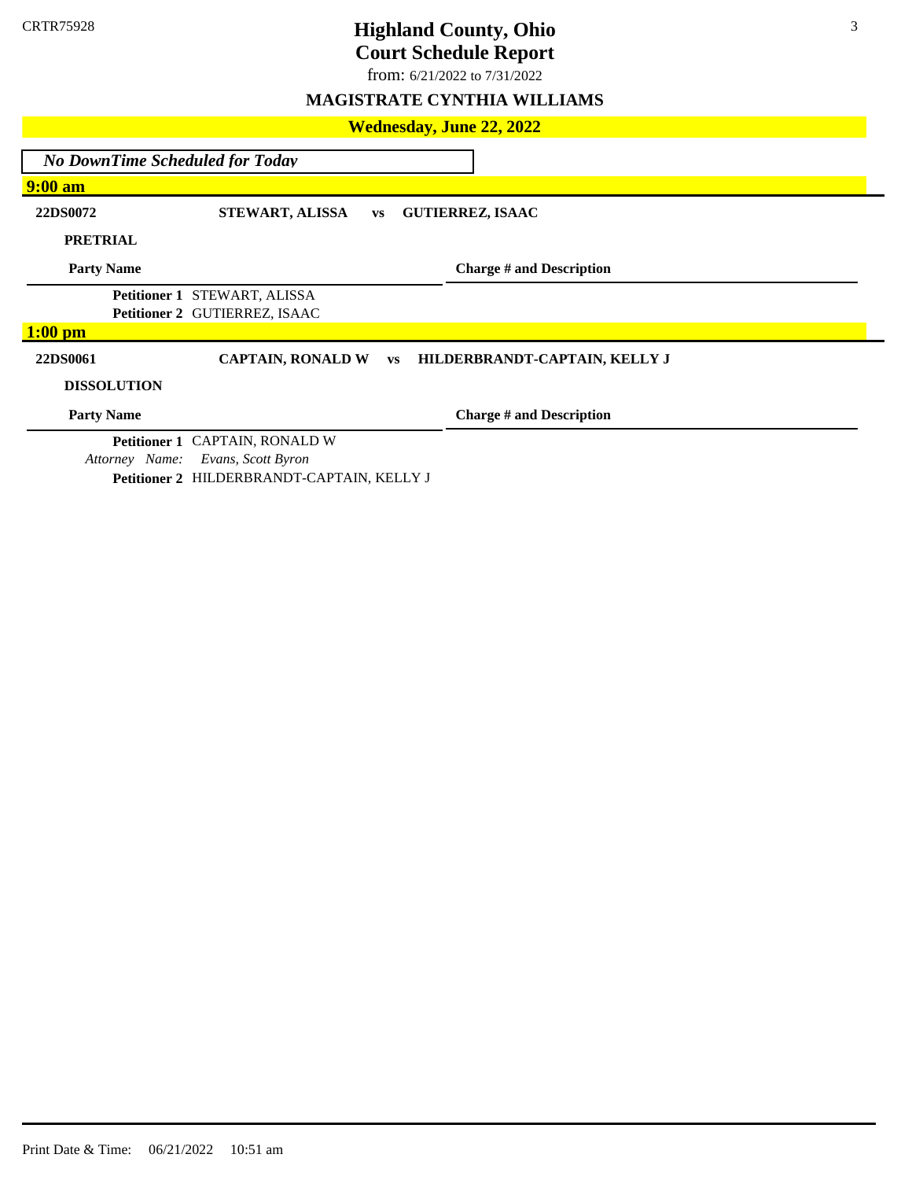CRTR75928

# Highland County, Ohio
## Court Schedule Report

from: 6/21/2022 to 7/31/2022

### MAGISTRATE CYNTHIA WILLIAMS

### Wednesday, June 22, 2022

*No DownTime Scheduled for Today*

**9:00 am**

**22DS0072** **STEWART, ALISSA** vs **GUTIERREZ, ISAAC**

**PRETRIAL**

| Party Name | Charge # and Description |
|---|---|
| **Petitioner 1** STEWART, ALISSA | |
| **Petitioner 2** GUTIERREZ, ISAAC | |

**1:00 pm**

**22DS0061** **CAPTAIN, RONALD W** vs **HILDERBRANDT-CAPTAIN, KELLY J**

**DISSOLUTION**

| Party Name | Charge # and Description |
|---|---|
| **Petitioner 1** CAPTAIN, RONALD W | |
| *Attorney Name: Evans, Scott Byron* | |
| **Petitioner 2** HILDERBRANDT-CAPTAIN, KELLY J | |

Print Date & Time: 06/21/2022 10:51 am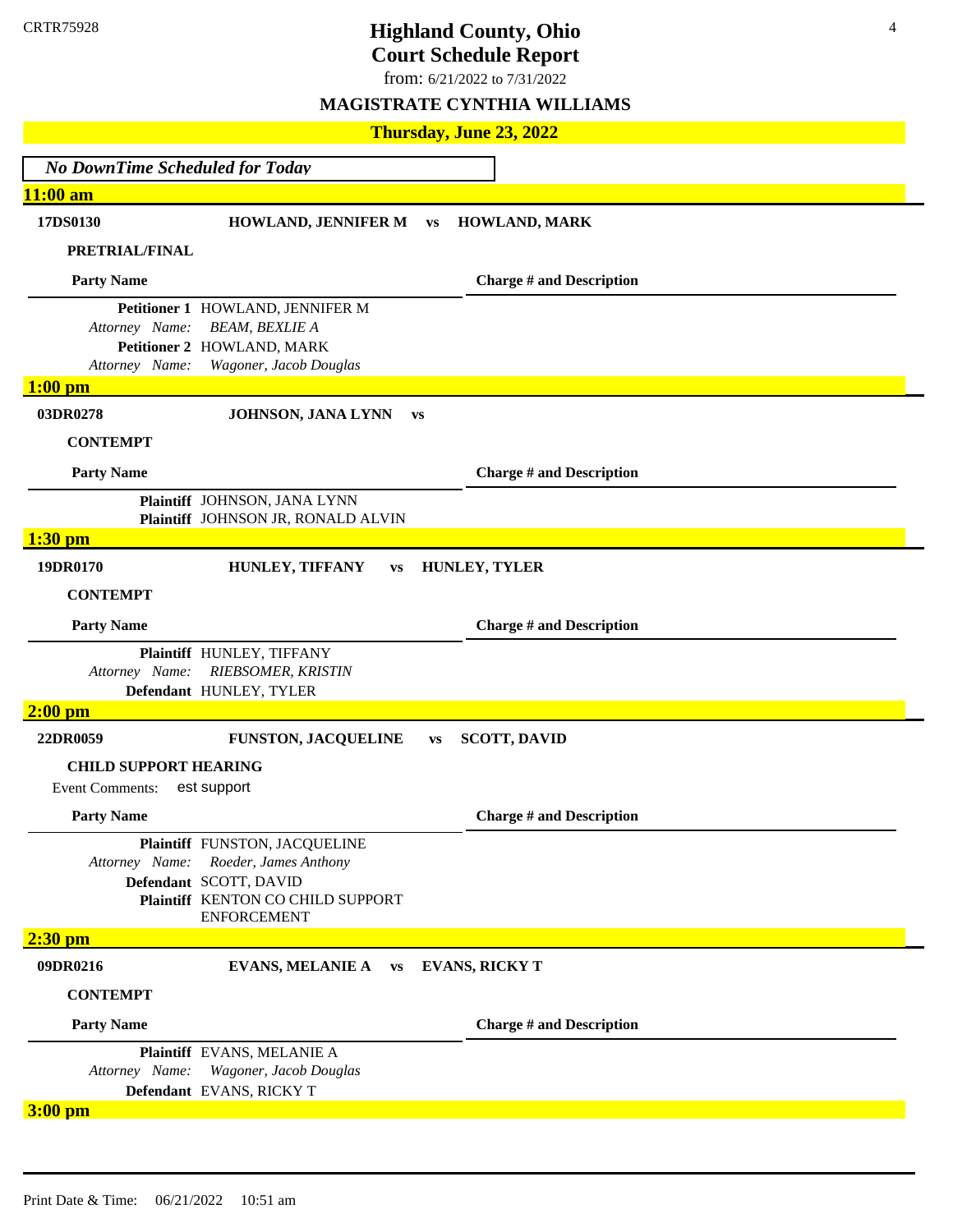# Highland County, Ohio
## Court Schedule Report

from: 6/21/2022 to 7/31/2022

**MAGISTRATE CYNTHIA WILLIAMS**

### Thursday, June 23, 2022

*No DownTime Scheduled for Today*

### 11:00 am

**17DS0130** **HOWLAND, JENNIFER M vs HOWLAND, MARK**

**PRETRIAL/FINAL**

| Party Name | Charge # and Description |
|---|---|
| **Petitioner 1** HOWLAND, JENNIFER M | |
| *Attorney Name: BEAM, BEXLIE A* | |
| **Petitioner 2** HOWLAND, MARK | |
| *Attorney Name: Wagoner, Jacob Douglas* | |

### 1:00 pm

**03DR0278** **JOHNSON, JANA LYNN vs**

**CONTEMPT**

| Party Name | Charge # and Description |
|---|---|
| **Plaintiff** JOHNSON, JANA LYNN | |
| **Plaintiff** JOHNSON JR, RONALD ALVIN | |

### 1:30 pm

**19DR0170** **HUNLEY, TIFFANY vs HUNLEY, TYLER**

**CONTEMPT**

| Party Name | Charge # and Description |
|---|---|
| **Plaintiff** HUNLEY, TIFFANY | |
| *Attorney Name: RIEBSOMER, KRISTIN* | |
| **Defendant** HUNLEY, TYLER | |

### 2:00 pm

**22DR0059** **FUNSTON, JACQUELINE vs SCOTT, DAVID**

**CHILD SUPPORT HEARING**

Event Comments: est support

| Party Name | Charge # and Description |
|---|---|
| **Plaintiff** FUNSTON, JACQUELINE | |
| *Attorney Name: Roeder, James Anthony* | |
| **Defendant** SCOTT, DAVID | |
| **Plaintiff** KENTON CO CHILD SUPPORT ENFORCEMENT | |

### 2:30 pm

**09DR0216** **EVANS, MELANIE A vs EVANS, RICKY T**

**CONTEMPT**

| Party Name | Charge # and Description |
|---|---|
| **Plaintiff** EVANS, MELANIE A | |
| *Attorney Name: Wagoner, Jacob Douglas* | |
| **Defendant** EVANS, RICKY T | |

### 3:00 pm

Print Date & Time: 06/21/2022 10:51 am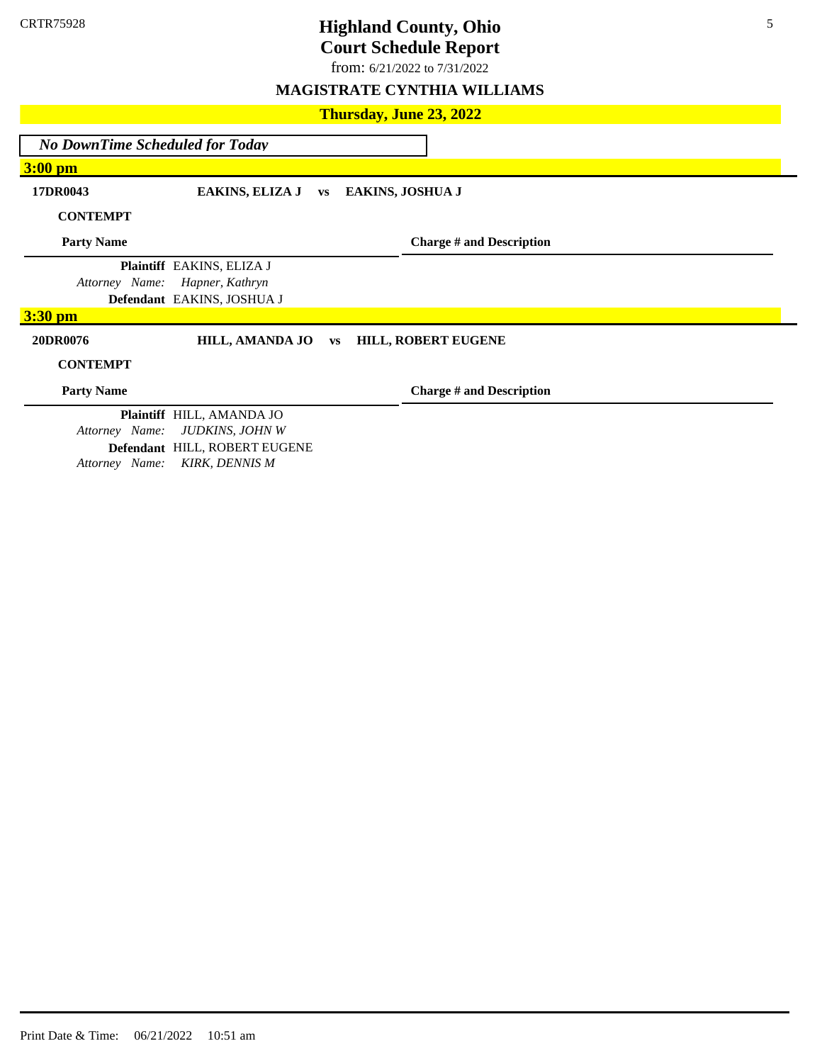# Highland County, Ohio

## Court Schedule Report

from: 6/21/2022 to 7/31/2022

### MAGISTRATE CYNTHIA WILLIAMS

### Thursday, June 23, 2022

*No DownTime Scheduled for Today*

**3:00 pm**

**17DR0043** **EAKINS, ELIZA J vs EAKINS, JOSHUA J**

**CONTEMPT**

| Party Name | Charge # and Description |
|---|---|
| **Plaintiff** EAKINS, ELIZA J | |
| *Attorney Name: Hapner, Kathryn* | |
| **Defendant** EAKINS, JOSHUA J | |

**3:30 pm**

**20DR0076** **HILL, AMANDA JO vs HILL, ROBERT EUGENE**

**CONTEMPT**

| Party Name | Charge # and Description |
|---|---|
| **Plaintiff** HILL, AMANDA JO | |
| *Attorney Name: JUDKINS, JOHN W* | |
| **Defendant** HILL, ROBERT EUGENE | |
| *Attorney Name: KIRK, DENNIS M* | |

Print Date & Time: 06/21/2022 10:51 am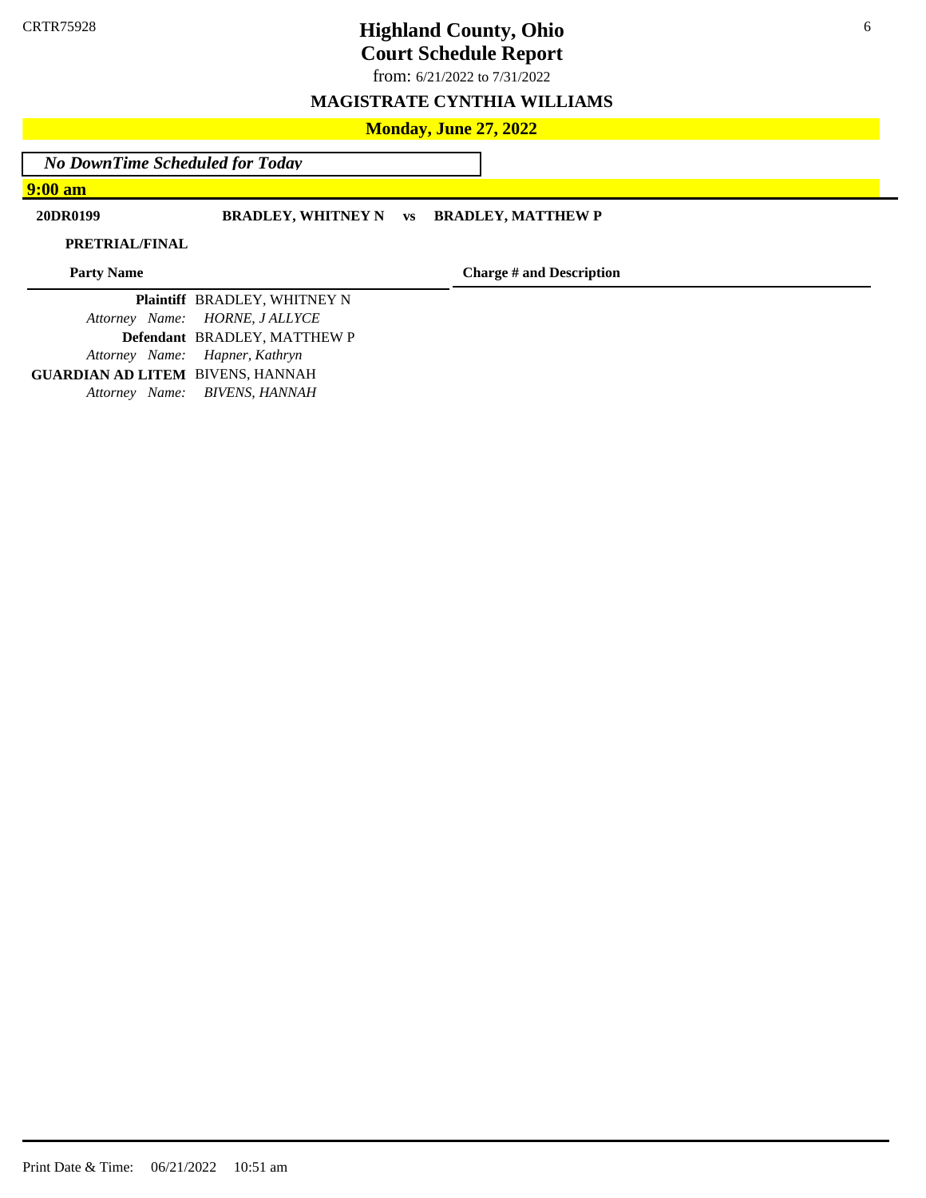CRTR75928

# Highland County, Ohio
## Court Schedule Report

from: 6/21/2022 to 7/31/2022

### MAGISTRATE CYNTHIA WILLIAMS

**Monday, June 27, 2022**

*No DownTime Scheduled for Today*

**9:00 am**

**20DR0199** **BRADLEY, WHITNEY N vs BRADLEY, MATTHEW P**

**PRETRIAL/FINAL**

| Party Name | | Charge # and Description |
|---|---|---|
| **Plaintiff** | BRADLEY, WHITNEY N | |
| *Attorney Name:* | *HORNE, J ALLYCE* | |
| **Defendant** | BRADLEY, MATTHEW P | |
| *Attorney Name:* | *Hapner, Kathryn* | |
| **GUARDIAN AD LITEM** | BIVENS, HANNAH | |
| *Attorney Name:* | *BIVENS, HANNAH* | |

Print Date & Time: 06/21/2022 10:51 am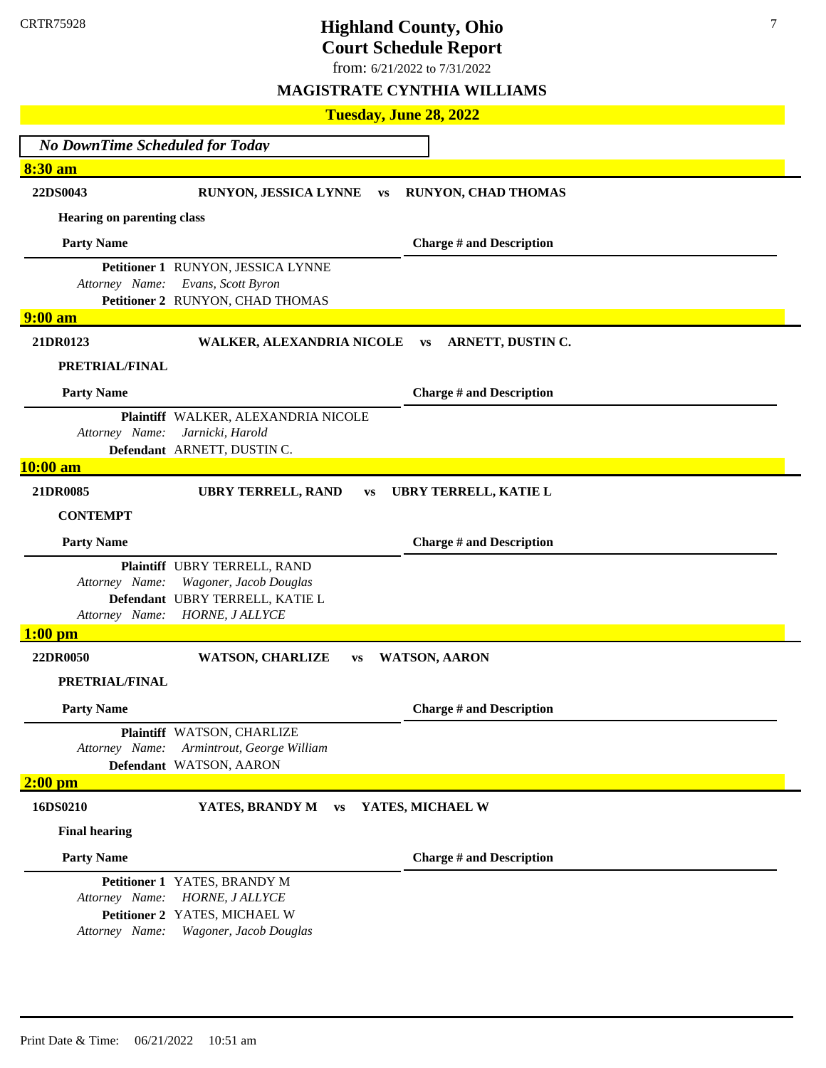CRTR75928

# Highland County, Ohio
## Court Schedule Report

from: 6/21/2022 to 7/31/2022

### MAGISTRATE CYNTHIA WILLIAMS

### Tuesday, June 28, 2022

*No DownTime Scheduled for Today*

**8:30 am**

**22DS0043** **RUNYON, JESSICA LYNNE vs RUNYON, CHAD THOMAS**

**Hearing on parenting class**

| Party Name | Charge # and Description |
|---|---|
| **Petitioner 1** RUNYON, JESSICA LYNNE | |
| *Attorney Name: Evans, Scott Byron* | |
| **Petitioner 2** RUNYON, CHAD THOMAS | |

**9:00 am**

**21DR0123** **WALKER, ALEXANDRIA NICOLE vs ARNETT, DUSTIN C.**

**PRETRIAL/FINAL**

| Party Name | Charge # and Description |
|---|---|
| **Plaintiff** WALKER, ALEXANDRIA NICOLE | |
| *Attorney Name: Jarnicki, Harold* | |
| **Defendant** ARNETT, DUSTIN C. | |

**10:00 am**

**21DR0085** **UBRY TERRELL, RAND vs UBRY TERRELL, KATIE L**

**CONTEMPT**

| Party Name | Charge # and Description |
|---|---|
| **Plaintiff** UBRY TERRELL, RAND | |
| *Attorney Name: Wagoner, Jacob Douglas* | |
| **Defendant** UBRY TERRELL, KATIE L | |
| *Attorney Name: HORNE, J ALLYCE* | |

**1:00 pm**

**22DR0050** **WATSON, CHARLIZE vs WATSON, AARON**

**PRETRIAL/FINAL**

| Party Name | Charge # and Description |
|---|---|
| **Plaintiff** WATSON, CHARLIZE | |
| *Attorney Name: Armintrout, George William* | |
| **Defendant** WATSON, AARON | |

**2:00 pm**

**16DS0210** **YATES, BRANDY M vs YATES, MICHAEL W**

**Final hearing**

| Party Name | Charge # and Description |
|---|---|
| **Petitioner 1** YATES, BRANDY M | |
| *Attorney Name: HORNE, J ALLYCE* | |
| **Petitioner 2** YATES, MICHAEL W | |
| *Attorney Name: Wagoner, Jacob Douglas* | |

Print Date & Time: 06/21/2022 10:51 am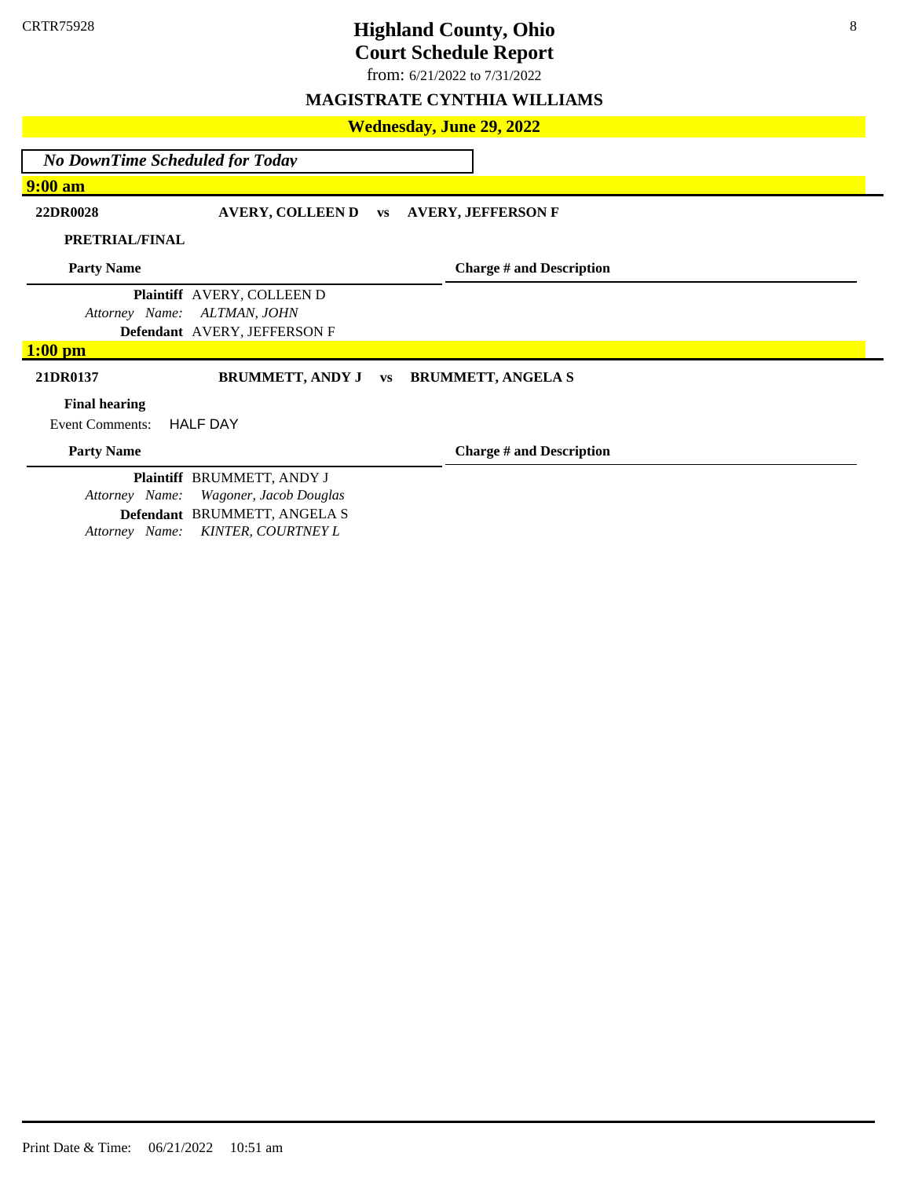CRTR75928

# Highland County, Ohio
## Court Schedule Report

from: 6/21/2022 to 7/31/2022

### MAGISTRATE CYNTHIA WILLIAMS

### Wednesday, June 29, 2022

*No DownTime Scheduled for Today*

**9:00 am**

**22DR0028** **AVERY, COLLEEN D vs AVERY, JEFFERSON F**

**PRETRIAL/FINAL**

| Party Name | Charge # and Description |
|---|---|
| **Plaintiff** AVERY, COLLEEN D | |
| *Attorney Name: ALTMAN, JOHN* | |
| **Defendant** AVERY, JEFFERSON F | |

**1:00 pm**

**21DR0137** **BRUMMETT, ANDY J vs BRUMMETT, ANGELA S**

**Final hearing**

Event Comments: HALF DAY

| Party Name | Charge # and Description |
|---|---|
| **Plaintiff** BRUMMETT, ANDY J | |
| *Attorney Name: Wagoner, Jacob Douglas* | |
| **Defendant** BRUMMETT, ANGELA S | |
| *Attorney Name: KINTER, COURTNEY L* | |

Print Date & Time: 06/21/2022 10:51 am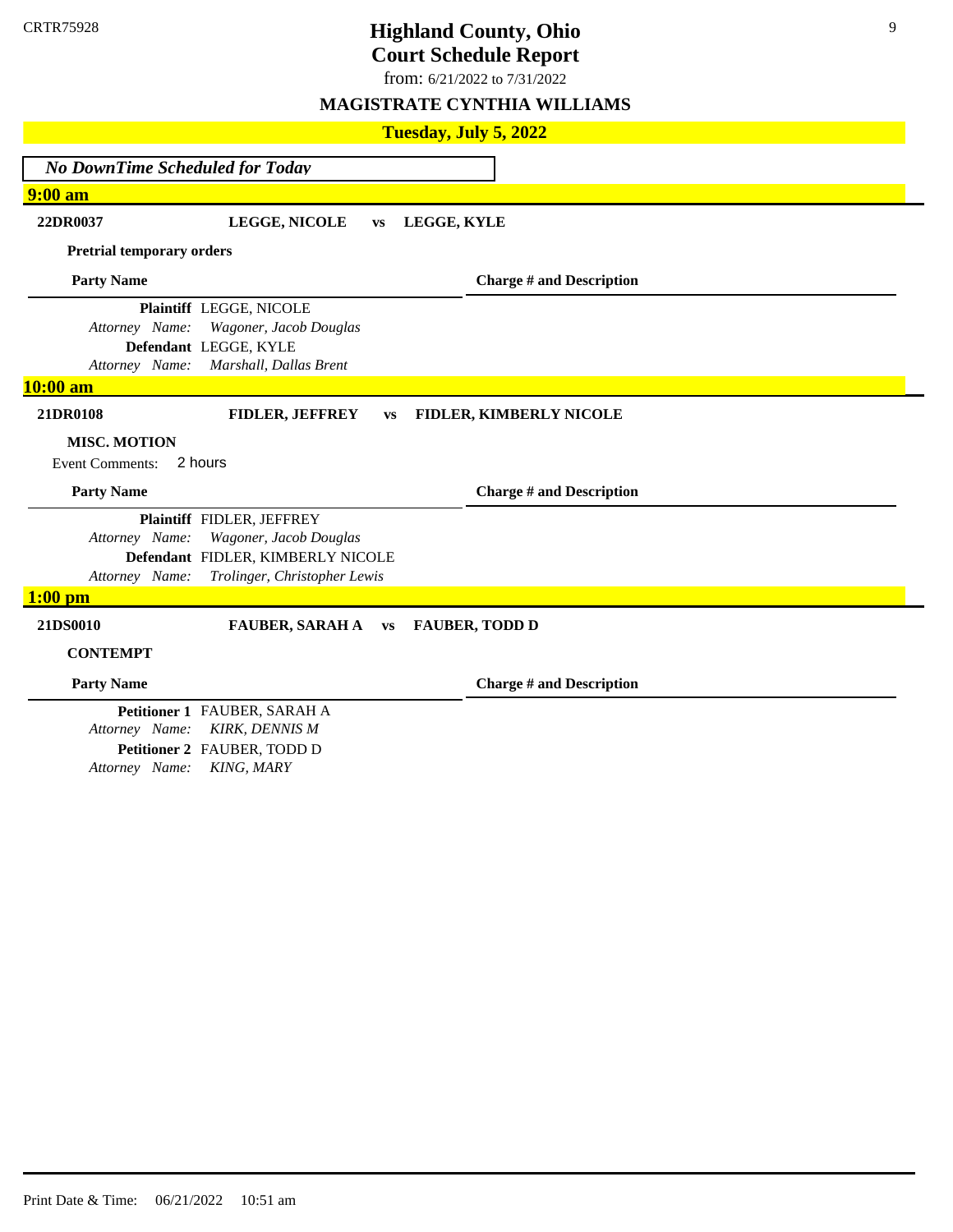# Highland County, Ohio

## Court Schedule Report

from: 6/21/2022 to 7/31/2022

### MAGISTRATE CYNTHIA WILLIAMS

### Tuesday, July 5, 2022

*No DownTime Scheduled for Today*

**9:00 am**

**22DR0037** — **LEGGE, NICOLE vs LEGGE, KYLE**

**Pretrial temporary orders**

| Party Name | Charge # and Description |
|---|---|
| **Plaintiff** LEGGE, NICOLE<br>*Attorney Name: Wagoner, Jacob Douglas* | |
| **Defendant** LEGGE, KYLE<br>*Attorney Name: Marshall, Dallas Brent* | |

**10:00 am**

**21DR0108** — **FIDLER, JEFFREY vs FIDLER, KIMBERLY NICOLE**

**MISC. MOTION**

Event Comments: 2 hours

| Party Name | Charge # and Description |
|---|---|
| **Plaintiff** FIDLER, JEFFREY<br>*Attorney Name: Wagoner, Jacob Douglas* | |
| **Defendant** FIDLER, KIMBERLY NICOLE<br>*Attorney Name: Trolinger, Christopher Lewis* | |

**1:00 pm**

**21DS0010** — **FAUBER, SARAH A vs FAUBER, TODD D**

**CONTEMPT**

| Party Name | Charge # and Description |
|---|---|
| **Petitioner 1** FAUBER, SARAH A<br>*Attorney Name: KIRK, DENNIS M* | |
| **Petitioner 2** FAUBER, TODD D<br>*Attorney Name: KING, MARY* | |

Print Date & Time: 06/21/2022 10:51 am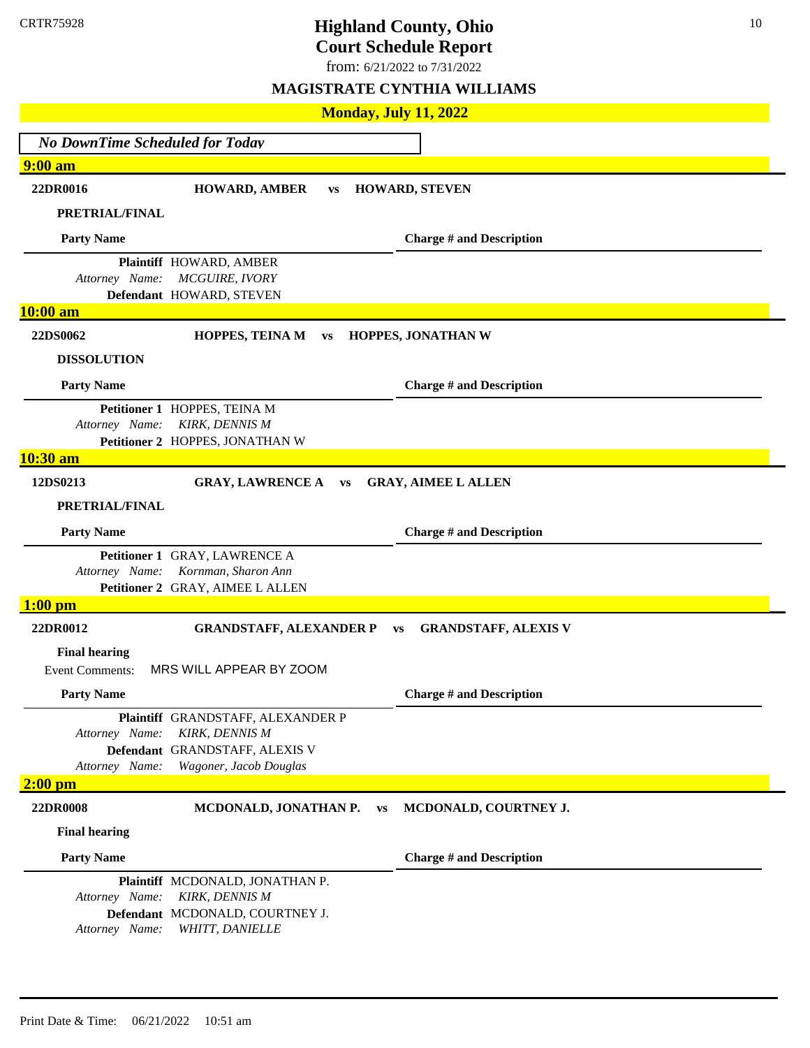CRTR75928

# Highland County, Ohio
## Court Schedule Report

from: 6/21/2022 to 7/31/2022

### MAGISTRATE CYNTHIA WILLIAMS

### Monday, July 11, 2022

*No DownTime Scheduled for Today*

**9:00 am**

**22DR0016** **HOWARD, AMBER** vs **HOWARD, STEVEN**

**PRETRIAL/FINAL**

| Party Name | Charge # and Description |
|---|---|
| **Plaintiff** HOWARD, AMBER<br>*Attorney Name: MCGUIRE, IVORY*<br>**Defendant** HOWARD, STEVEN | |

**10:00 am**

**22DS0062** **HOPPES, TEINA M** vs **HOPPES, JONATHAN W**

**DISSOLUTION**

| Party Name | Charge # and Description |
|---|---|
| **Petitioner 1** HOPPES, TEINA M<br>*Attorney Name: KIRK, DENNIS M*<br>**Petitioner 2** HOPPES, JONATHAN W | |

**10:30 am**

**12DS0213** **GRAY, LAWRENCE A** vs **GRAY, AIMEE L ALLEN**

**PRETRIAL/FINAL**

| Party Name | Charge # and Description |
|---|---|
| **Petitioner 1** GRAY, LAWRENCE A<br>*Attorney Name: Kornman, Sharon Ann*<br>**Petitioner 2** GRAY, AIMEE L ALLEN | |

**1:00 pm**

**22DR0012** **GRANDSTAFF, ALEXANDER P** vs **GRANDSTAFF, ALEXIS V**

**Final hearing**

Event Comments: MRS WILL APPEAR BY ZOOM

| Party Name | Charge # and Description |
|---|---|
| **Plaintiff** GRANDSTAFF, ALEXANDER P<br>*Attorney Name: KIRK, DENNIS M*<br>**Defendant** GRANDSTAFF, ALEXIS V<br>*Attorney Name: Wagoner, Jacob Douglas* | |

**2:00 pm**

**22DR0008** **MCDONALD, JONATHAN P.** vs **MCDONALD, COURTNEY J.**

**Final hearing**

| Party Name | Charge # and Description |
|---|---|
| **Plaintiff** MCDONALD, JONATHAN P.<br>*Attorney Name: KIRK, DENNIS M*<br>**Defendant** MCDONALD, COURTNEY J.<br>*Attorney Name: WHITT, DANIELLE* | |

Print Date & Time: 06/21/2022 10:51 am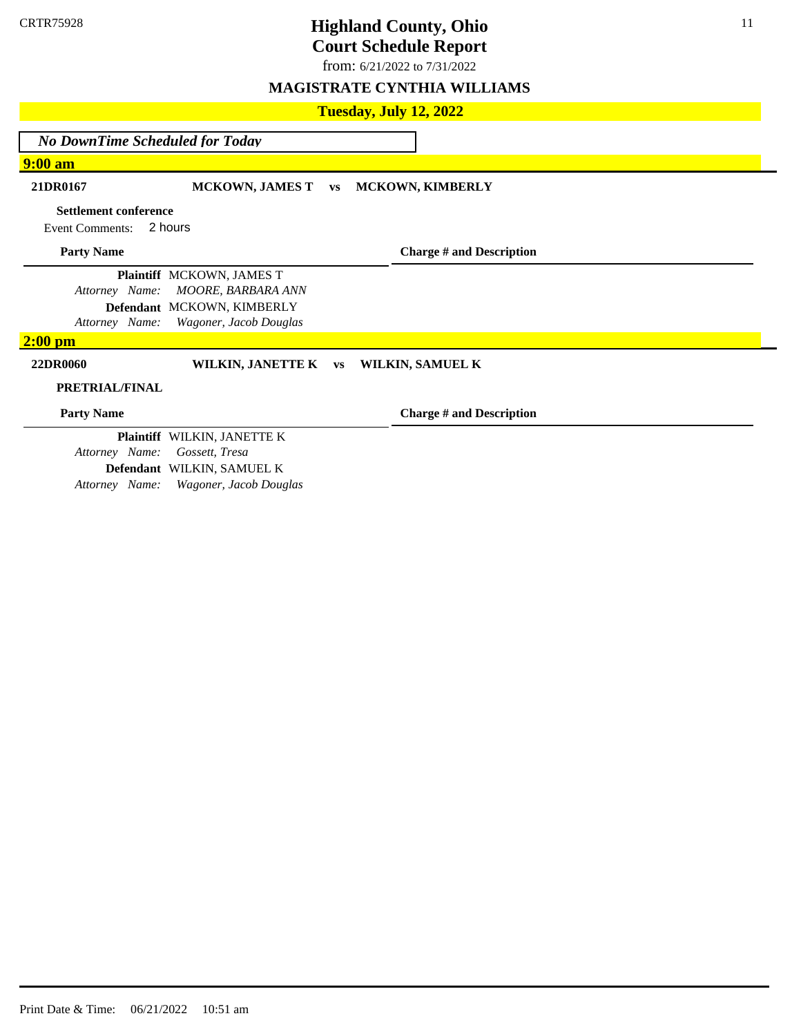CRTR75928

# Highland County, Ohio
## Court Schedule Report

from: 6/21/2022 to 7/31/2022

### MAGISTRATE CYNTHIA WILLIAMS

### Tuesday, July 12, 2022

*No DownTime Scheduled for Today*

**9:00 am**

**21DR0167** **MCKOWN, JAMES T vs MCKOWN, KIMBERLY**

**Settlement conference**

Event Comments: 2 hours

| Party Name | Charge # and Description |
|---|---|
| **Plaintiff** MCKOWN, JAMES T | |
| *Attorney Name: MOORE, BARBARA ANN* | |
| **Defendant** MCKOWN, KIMBERLY | |
| *Attorney Name: Wagoner, Jacob Douglas* | |

**2:00 pm**

**22DR0060** **WILKIN, JANETTE K vs WILKIN, SAMUEL K**

**PRETRIAL/FINAL**

| Party Name | Charge # and Description |
|---|---|
| **Plaintiff** WILKIN, JANETTE K | |
| *Attorney Name: Gossett, Tresa* | |
| **Defendant** WILKIN, SAMUEL K | |
| *Attorney Name: Wagoner, Jacob Douglas* | |

Print Date & Time: 06/21/2022 10:51 am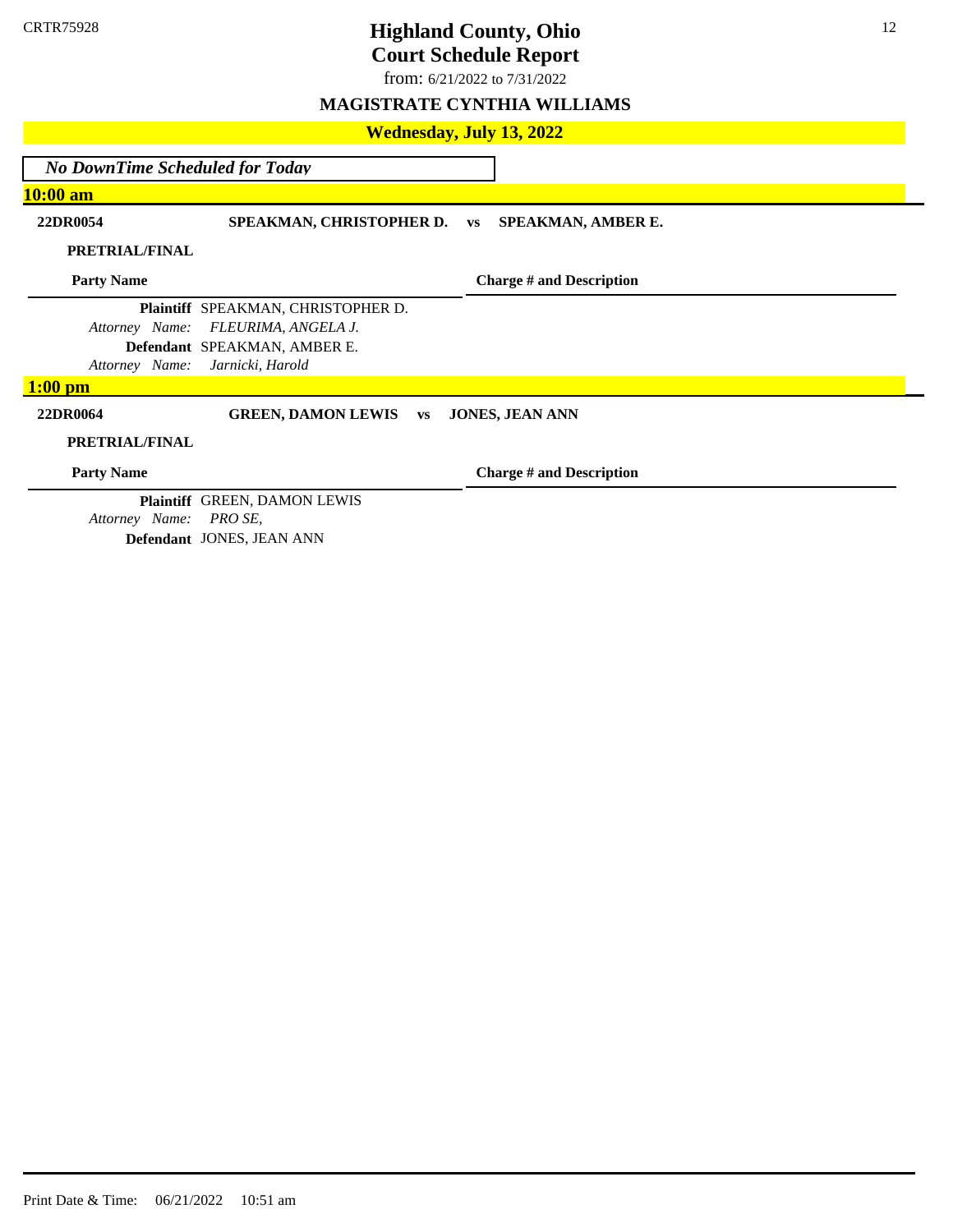# Highland County, Ohio

## Court Schedule Report

from: 6/21/2022 to 7/31/2022

### MAGISTRATE CYNTHIA WILLIAMS

### Wednesday, July 13, 2022

*No DownTime Scheduled for Today*

#### 10:00 am

**22DR0054** — **SPEAKMAN, CHRISTOPHER D. vs SPEAKMAN, AMBER E.**

**PRETRIAL/FINAL**

| Party Name | Charge # and Description |
|---|---|
| **Plaintiff** SPEAKMAN, CHRISTOPHER D. | |
| *Attorney Name: FLEURIMA, ANGELA J.* | |
| **Defendant** SPEAKMAN, AMBER E. | |
| *Attorney Name: Jarnicki, Harold* | |

#### 1:00 pm

**22DR0064** — **GREEN, DAMON LEWIS vs JONES, JEAN ANN**

**PRETRIAL/FINAL**

| Party Name | Charge # and Description |
|---|---|
| **Plaintiff** GREEN, DAMON LEWIS | |
| *Attorney Name: PRO SE,* | |
| **Defendant** JONES, JEAN ANN | |

Print Date & Time: 06/21/2022 10:51 am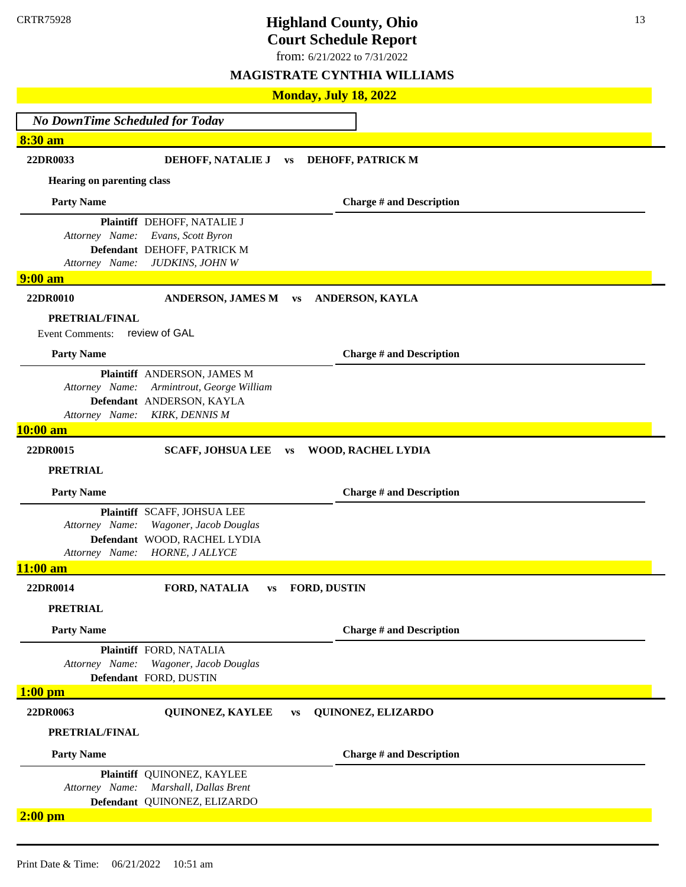CRTR75928

# Highland County, Ohio
## Court Schedule Report

from: 6/21/2022 to 7/31/2022

### MAGISTRATE CYNTHIA WILLIAMS

### Monday, July 18, 2022

*No DownTime Scheduled for Today*

**8:30 am**

**22DR0033** **DEHOFF, NATALIE J vs DEHOFF, PATRICK M**

**Hearing on parenting class**

| Party Name | Charge # and Description |
|---|---|
| **Plaintiff** DEHOFF, NATALIE J | |
| *Attorney Name: Evans, Scott Byron* | |
| **Defendant** DEHOFF, PATRICK M | |
| *Attorney Name: JUDKINS, JOHN W* | |

**9:00 am**

**22DR0010** **ANDERSON, JAMES M vs ANDERSON, KAYLA**

**PRETRIAL/FINAL**

Event Comments: review of GAL

| Party Name | Charge # and Description |
|---|---|
| **Plaintiff** ANDERSON, JAMES M | |
| *Attorney Name: Armintrout, George William* | |
| **Defendant** ANDERSON, KAYLA | |
| *Attorney Name: KIRK, DENNIS M* | |

**10:00 am**

**22DR0015** **SCAFF, JOHSUA LEE vs WOOD, RACHEL LYDIA**

**PRETRIAL**

| Party Name | Charge # and Description |
|---|---|
| **Plaintiff** SCAFF, JOHSUA LEE | |
| *Attorney Name: Wagoner, Jacob Douglas* | |
| **Defendant** WOOD, RACHEL LYDIA | |
| *Attorney Name: HORNE, J ALLYCE* | |

**11:00 am**

**22DR0014** **FORD, NATALIA vs FORD, DUSTIN**

**PRETRIAL**

| Party Name | Charge # and Description |
|---|---|
| **Plaintiff** FORD, NATALIA | |
| *Attorney Name: Wagoner, Jacob Douglas* | |
| **Defendant** FORD, DUSTIN | |

**1:00 pm**

**22DR0063** **QUINONEZ, KAYLEE vs QUINONEZ, ELIZARDO**

**PRETRIAL/FINAL**

| Party Name | Charge # and Description |
|---|---|
| **Plaintiff** QUINONEZ, KAYLEE | |
| *Attorney Name: Marshall, Dallas Brent* | |
| **Defendant** QUINONEZ, ELIZARDO | |

**2:00 pm**

Print Date & Time: 06/21/2022 10:51 am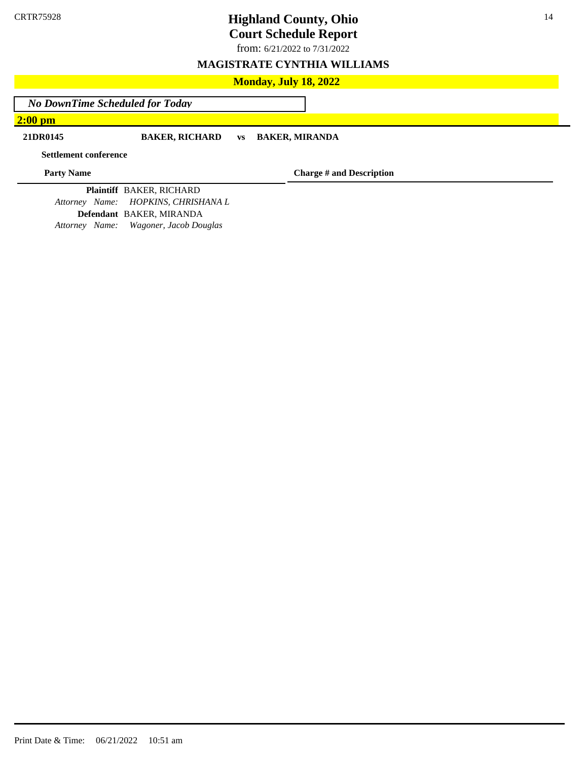CRTR75928

# Highland County, Ohio
## Court Schedule Report

from: 6/21/2022 to 7/31/2022

### MAGISTRATE CYNTHIA WILLIAMS

### Monday, July 18, 2022

*No DownTime Scheduled for Today*

**2:00 pm**

**21DR0145** **BAKER, RICHARD** vs **BAKER, MIRANDA**

**Settlement conference**

| Party Name | Charge # and Description |
| --- | --- |
| **Plaintiff** BAKER, RICHARD | |
| *Attorney Name: HOPKINS, CHRISHANA L* | |
| **Defendant** BAKER, MIRANDA | |
| *Attorney Name: Wagoner, Jacob Douglas* | |

Print Date & Time: 06/21/2022 10:51 am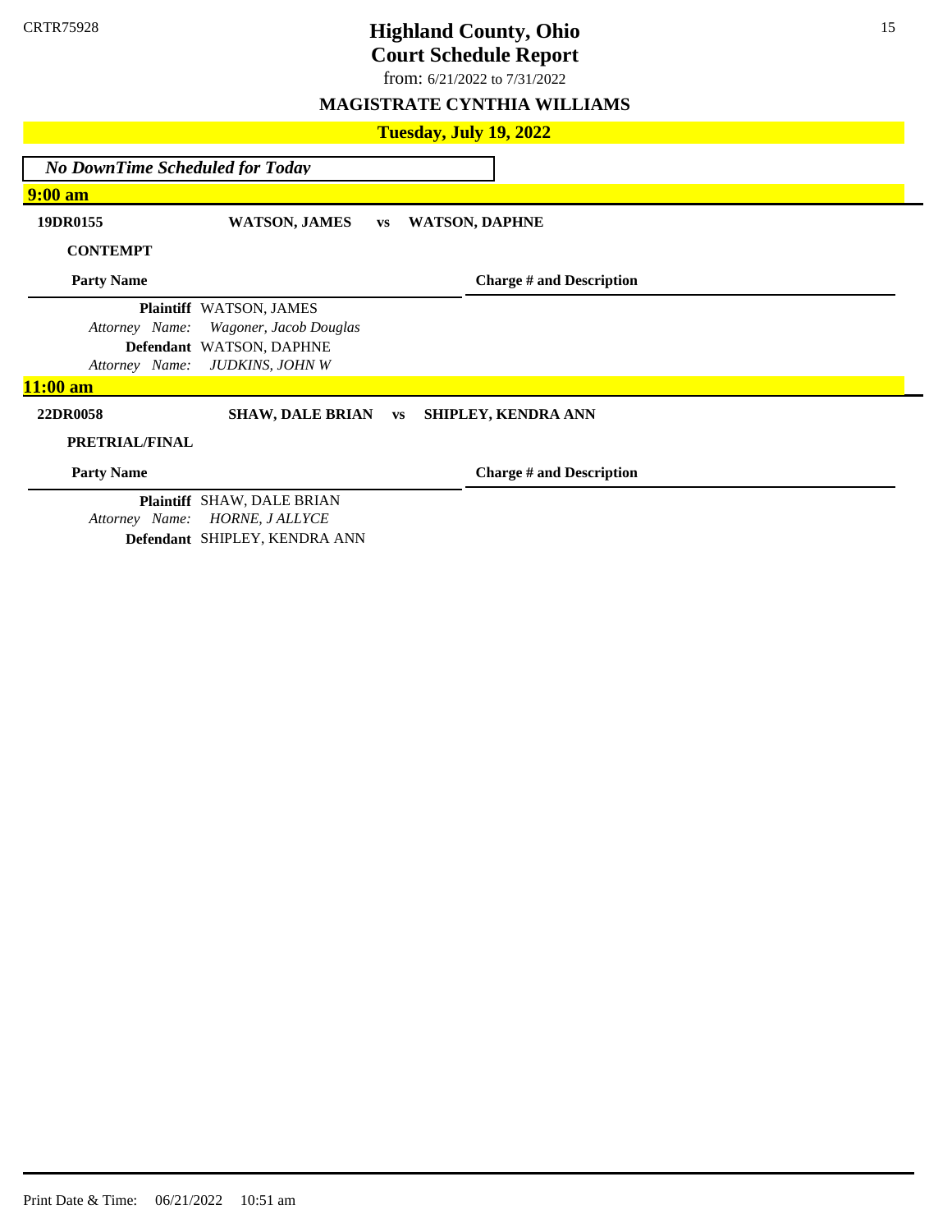# Highland County, Ohio
## Court Schedule Report

from: 6/21/2022 to 7/31/2022

### MAGISTRATE CYNTHIA WILLIAMS

### Tuesday, July 19, 2022

*No DownTime Scheduled for Today*

### 9:00 am

**19DR0155** **WATSON, JAMES** vs **WATSON, DAPHNE**

**CONTEMPT**

| Party Name | Charge # and Description |
|---|---|
| **Plaintiff** WATSON, JAMES | |
| *Attorney Name: Wagoner, Jacob Douglas* | |
| **Defendant** WATSON, DAPHNE | |
| *Attorney Name: JUDKINS, JOHN W* | |

### 11:00 am

**22DR0058** **SHAW, DALE BRIAN** vs **SHIPLEY, KENDRA ANN**

**PRETRIAL/FINAL**

| Party Name | Charge # and Description |
|---|---|
| **Plaintiff** SHAW, DALE BRIAN | |
| *Attorney Name: HORNE, J ALLYCE* | |
| **Defendant** SHIPLEY, KENDRA ANN | |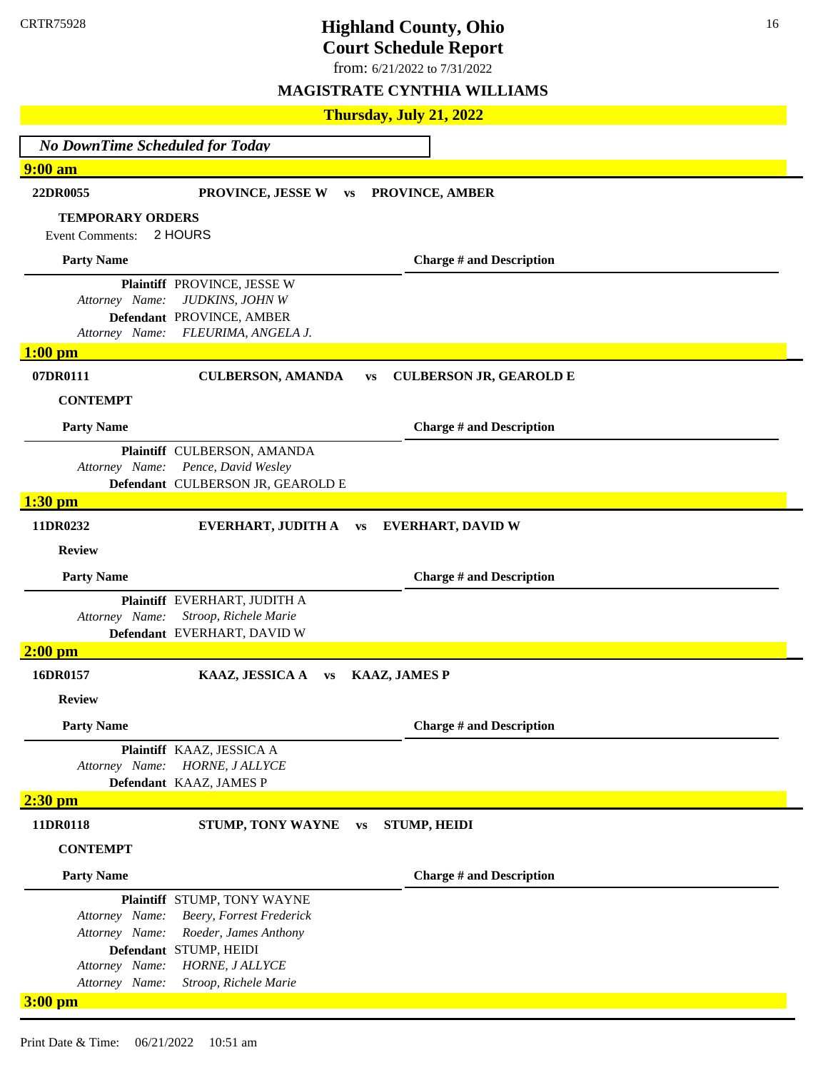# Highland County, Ohio
## Court Schedule Report

from: 6/21/2022 to 7/31/2022

### MAGISTRATE CYNTHIA WILLIAMS

### Thursday, July 21, 2022

*No DownTime Scheduled for Today*

### 9:00 am

**22DR0055** — **PROVINCE, JESSE W vs PROVINCE, AMBER**

**TEMPORARY ORDERS**

Event Comments: 2 HOURS

| Party Name | Charge # and Description |
|---|---|
| **Plaintiff** PROVINCE, JESSE W | |
| *Attorney Name: JUDKINS, JOHN W* | |
| **Defendant** PROVINCE, AMBER | |
| *Attorney Name: FLEURIMA, ANGELA J.* | |

### 1:00 pm

**07DR0111** — **CULBERSON, AMANDA vs CULBERSON JR, GEAROLD E**

**CONTEMPT**

| Party Name | Charge # and Description |
|---|---|
| **Plaintiff** CULBERSON, AMANDA | |
| *Attorney Name: Pence, David Wesley* | |
| **Defendant** CULBERSON JR, GEAROLD E | |

### 1:30 pm

**11DR0232** — **EVERHART, JUDITH A vs EVERHART, DAVID W**

**Review**

| Party Name | Charge # and Description |
|---|---|
| **Plaintiff** EVERHART, JUDITH A | |
| *Attorney Name: Stroop, Richele Marie* | |
| **Defendant** EVERHART, DAVID W | |

### 2:00 pm

**16DR0157** — **KAAZ, JESSICA A vs KAAZ, JAMES P**

**Review**

| Party Name | Charge # and Description |
|---|---|
| **Plaintiff** KAAZ, JESSICA A | |
| *Attorney Name: HORNE, J ALLYCE* | |
| **Defendant** KAAZ, JAMES P | |

### 2:30 pm

**11DR0118** — **STUMP, TONY WAYNE vs STUMP, HEIDI**

**CONTEMPT**

| Party Name | Charge # and Description |
|---|---|
| **Plaintiff** STUMP, TONY WAYNE | |
| *Attorney Name: Beery, Forrest Frederick* | |
| *Attorney Name: Roeder, James Anthony* | |
| **Defendant** STUMP, HEIDI | |
| *Attorney Name: HORNE, J ALLYCE* | |
| *Attorney Name: Stroop, Richele Marie* | |

### 3:00 pm

Print Date & Time: 06/21/2022 10:51 am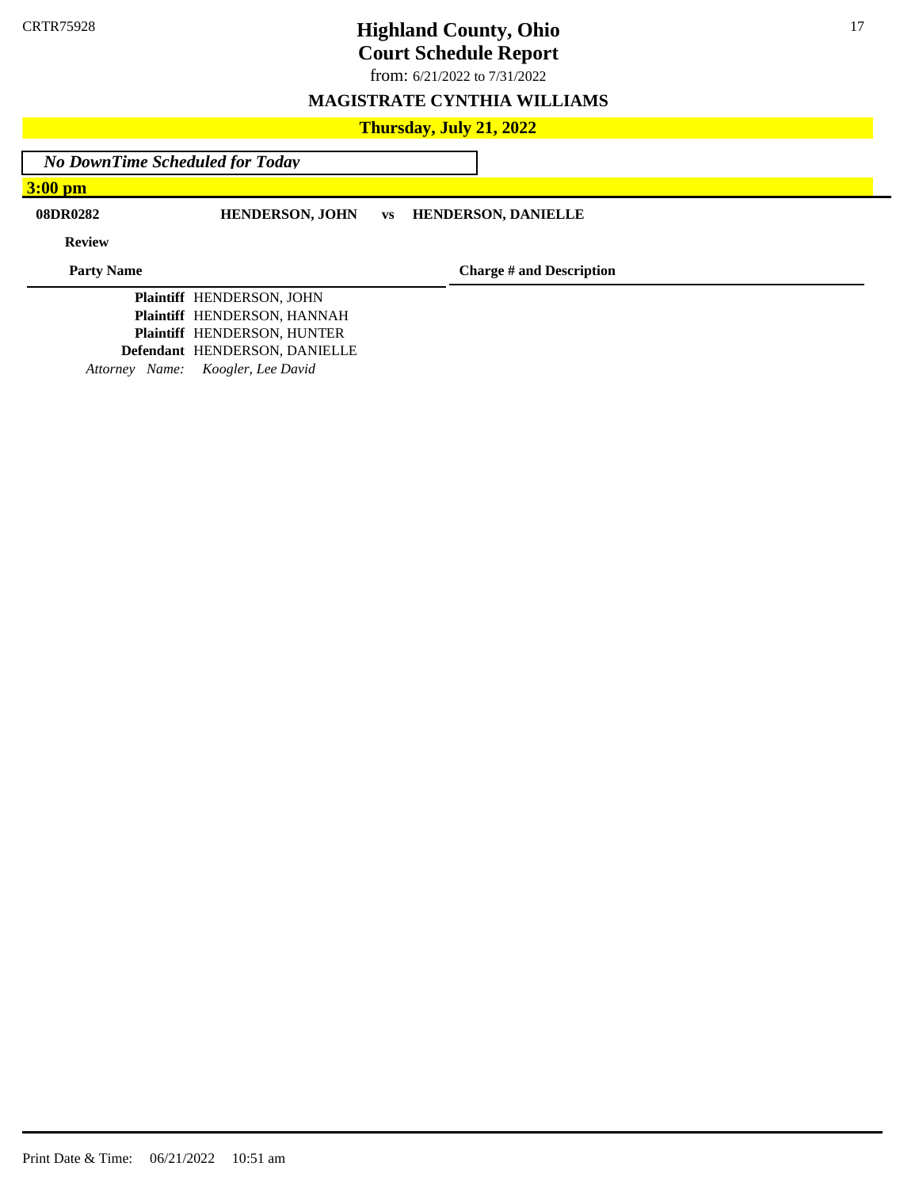CRTR75928

# Highland County, Ohio
## Court Schedule Report

from: 6/21/2022 to 7/31/2022

### MAGISTRATE CYNTHIA WILLIAMS

### Thursday, July 21, 2022

*No DownTime Scheduled for Today*

**3:00 pm**

**08DR0282** **HENDERSON, JOHN** vs **HENDERSON, DANIELLE**

**Review**

| Party Name | Charge # and Description |
| --- | --- |
| **Plaintiff** HENDERSON, JOHN | |
| **Plaintiff** HENDERSON, HANNAH | |
| **Plaintiff** HENDERSON, HUNTER | |
| **Defendant** HENDERSON, DANIELLE | |
| *Attorney Name: Koogler, Lee David* | |

Print Date & Time: 06/21/2022 10:51 am